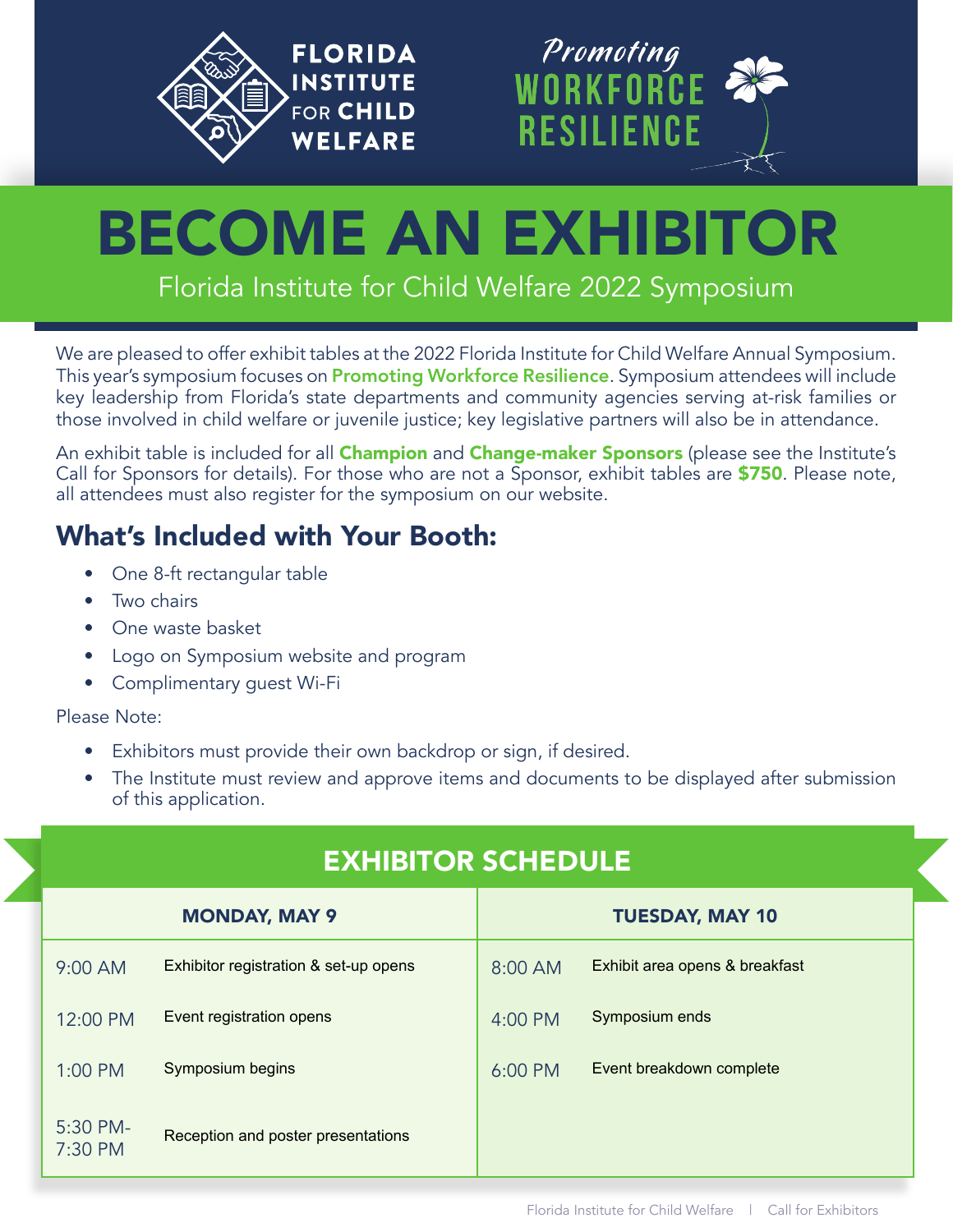FLORIDA INSTITUTE FOR CHILD WELFARE

*Promoting* WORKFORCE RESILIENCE

# BECOME AN EXHIBITOR

Florida Institute for Child Welfare 2022 Symposium

We are pleased to offer exhibit tables at the 2022 Florida Institute for Child Welfare Annual Symposium. This year's symposium focuses on **Promoting Workforce Resilience**. Symposium attendees will include key leadership from Florida's state departments and community agencies serving at-risk families or those involved in child welfare or juvenile justice; key legislative partners will also be in attendance.

An exhibit table is included for all **Champion** and **Change-maker Sponsors** (please see the Institute's Call for Sponsors for details). For those who are not a Sponsor, exhibit tables are **$750**. Please note, all attendees must also register for the symposium on our website.

## What's Included with Your Booth:

- One 8-ft rectangular table
- Two chairs
- One waste basket
- Logo on Symposium website and program
- Complimentary guest Wi-Fi

Please Note:

- Exhibitors must provide their own backdrop or sign, if desired.
- The Institute must review and approve items and documents to be displayed after submission of this application.

## EXHIBITOR SCHEDULE

| MONDAY, MAY 9 | | TUESDAY, MAY 10 | |
|---|---|---|---|
| 9:00 AM | Exhibitor registration & set-up opens | 8:00 AM | Exhibit area opens & breakfast |
| 12:00 PM | Event registration opens | 4:00 PM | Symposium ends |
| 1:00 PM | Symposium begins | 6:00 PM | Event breakdown complete |
| 5:30 PM-7:30 PM | Reception and poster presentations | | |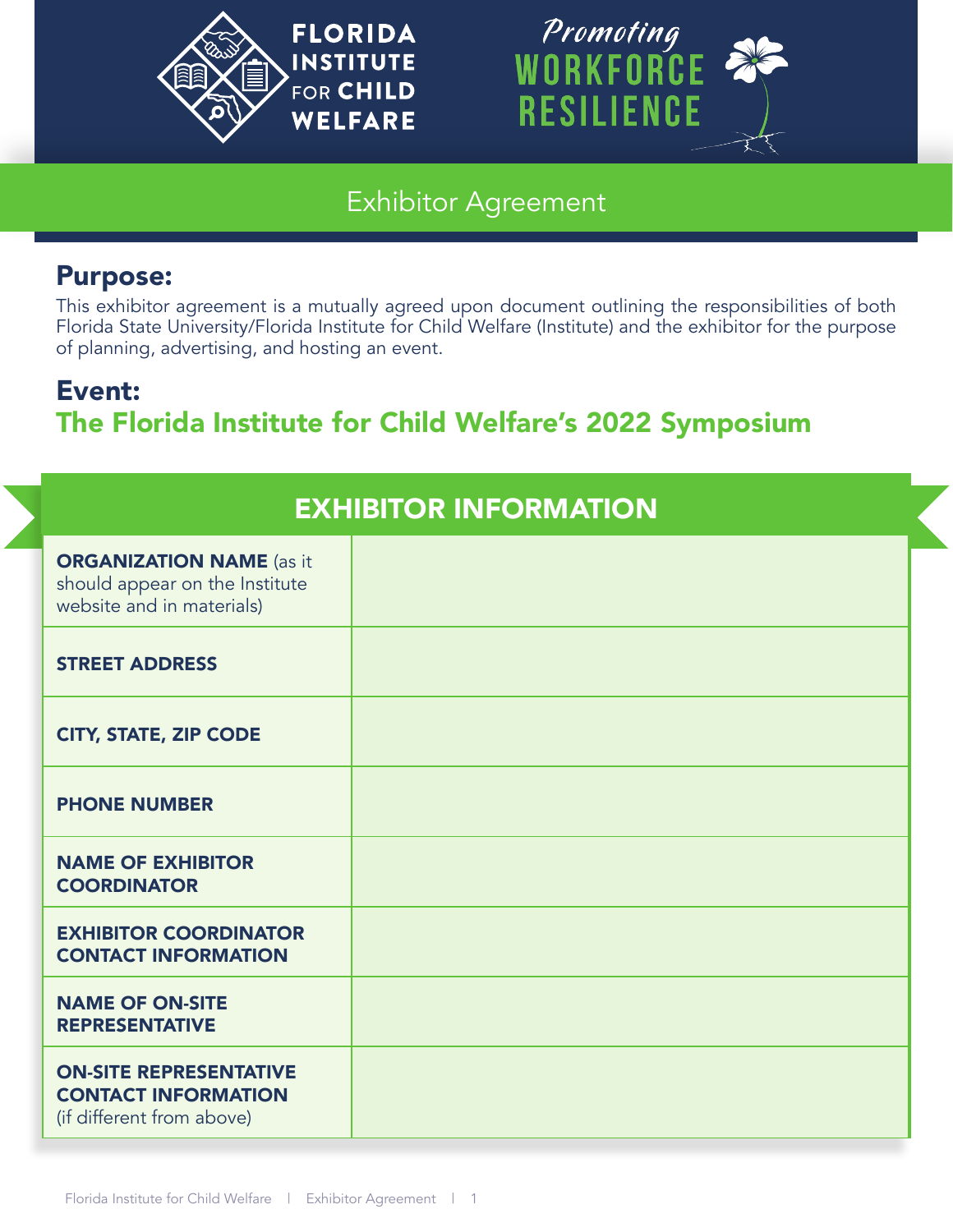# FLORIDA INSTITUTE FOR CHILD WELFARE

## Promoting WORKFORCE RESILIENCE

## Exhibitor Agreement

## Purpose:

This exhibitor agreement is a mutually agreed upon document outlining the responsibilities of both Florida State University/Florida Institute for Child Welfare (Institute) and the exhibitor for the purpose of planning, advertising, and hosting an event.

## Event:

## The Florida Institute for Child Welfare's 2022 Symposium

| EXHIBITOR INFORMATION | |
|---|---|
| **ORGANIZATION NAME** (as it should appear on the Institute website and in materials) | |
| **STREET ADDRESS** | |
| **CITY, STATE, ZIP CODE** | |
| **PHONE NUMBER** | |
| **NAME OF EXHIBITOR COORDINATOR** | |
| **EXHIBITOR COORDINATOR CONTACT INFORMATION** | |
| **NAME OF ON-SITE REPRESENTATIVE** | |
| **ON-SITE REPRESENTATIVE CONTACT INFORMATION** (if different from above) | |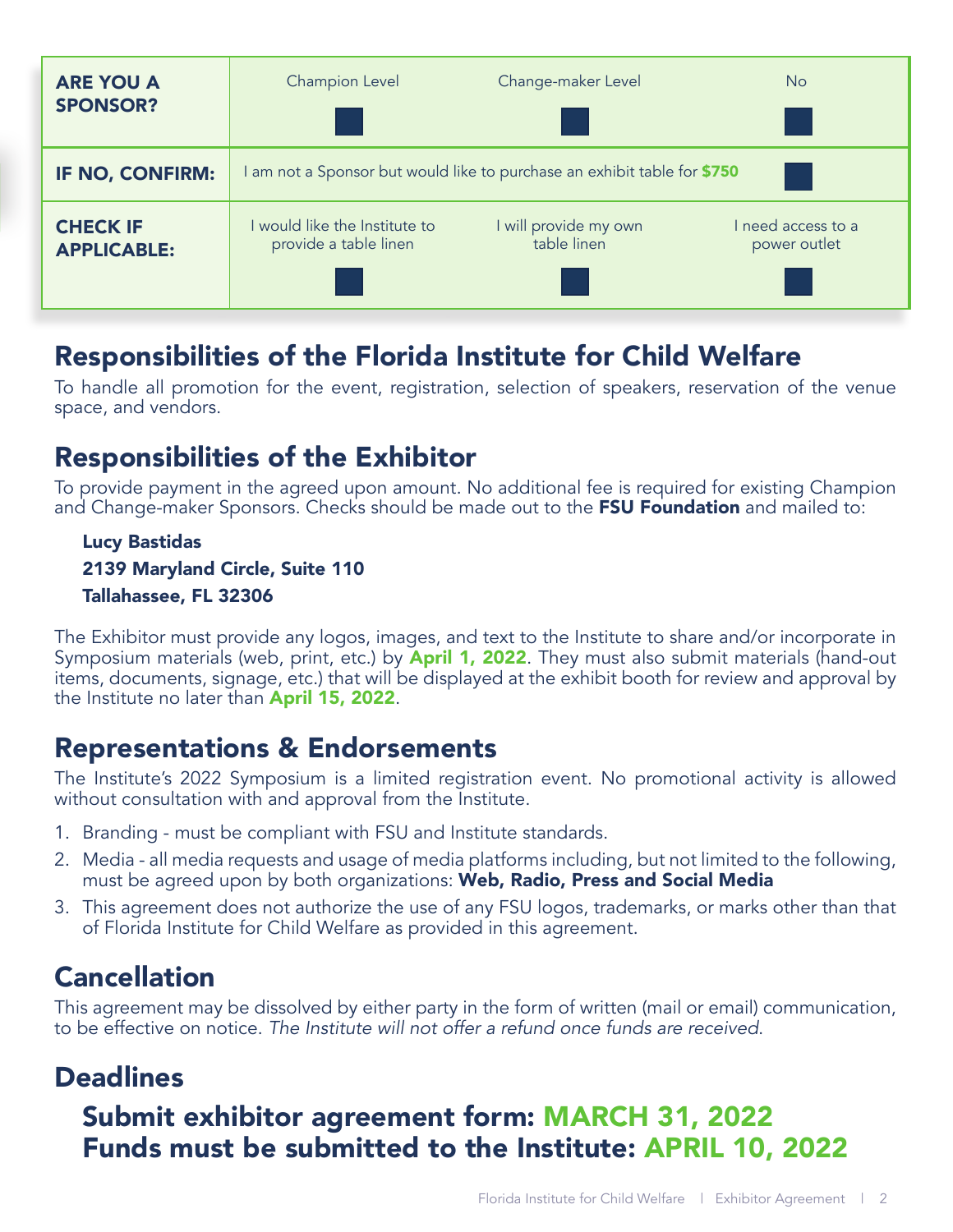| **ARE YOU A SPONSOR?** | Champion Level ☐ | Change-maker Level ☐ | No ☐ |
|---|---|---|---|
| **IF NO, CONFIRM:** | I am not a Sponsor but would like to purchase an exhibit table for **$750** | | ☐ |
| **CHECK IF APPLICABLE:** | I would like the Institute to provide a table linen ☐ | I will provide my own table linen ☐ | I need access to a power outlet ☐ |

## Responsibilities of the Florida Institute for Child Welfare

To handle all promotion for the event, registration, selection of speakers, reservation of the venue space, and vendors.

## Responsibilities of the Exhibitor

To provide payment in the agreed upon amount. No additional fee is required for existing Champion and Change-maker Sponsors. Checks should be made out to the **FSU Foundation** and mailed to:

**Lucy Bastidas**
**2139 Maryland Circle, Suite 110**
**Tallahassee, FL 32306**

The Exhibitor must provide any logos, images, and text to the Institute to share and/or incorporate in Symposium materials (web, print, etc.) by **April 1, 2022**. They must also submit materials (hand-out items, documents, signage, etc.) that will be displayed at the exhibit booth for review and approval by the Institute no later than **April 15, 2022**.

## Representations & Endorsements

The Institute's 2022 Symposium is a limited registration event. No promotional activity is allowed without consultation with and approval from the Institute.

1. Branding - must be compliant with FSU and Institute standards.
2. Media - all media requests and usage of media platforms including, but not limited to the following, must be agreed upon by both organizations: **Web, Radio, Press and Social Media**
3. This agreement does not authorize the use of any FSU logos, trademarks, or marks other than that of Florida Institute for Child Welfare as provided in this agreement.

## Cancellation

This agreement may be dissolved by either party in the form of written (mail or email) communication, to be effective on notice. *The Institute will not offer a refund once funds are received.*

## Deadlines

### Submit exhibitor agreement form: MARCH 31, 2022
### Funds must be submitted to the Institute: APRIL 10, 2022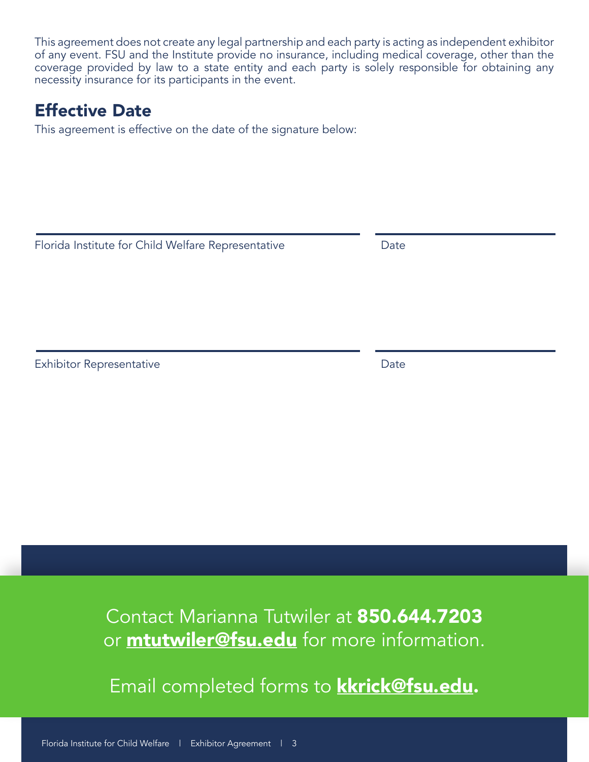This agreement does not create any legal partnership and each party is acting as independent exhibitor of any event. FSU and the Institute provide no insurance, including medical coverage, other than the coverage provided by law to a state entity and each party is solely responsible for obtaining any necessity insurance for its participants in the event.

## Effective Date

This agreement is effective on the date of the signature below:

Florida Institute for Child Welfare Representative | Date

Exhibitor Representative | Date

Contact Marianna Tutwiler at **850.644.7203** or **mtutwiler@fsu.edu** for more information.

Email completed forms to **kkrick@fsu.edu**.